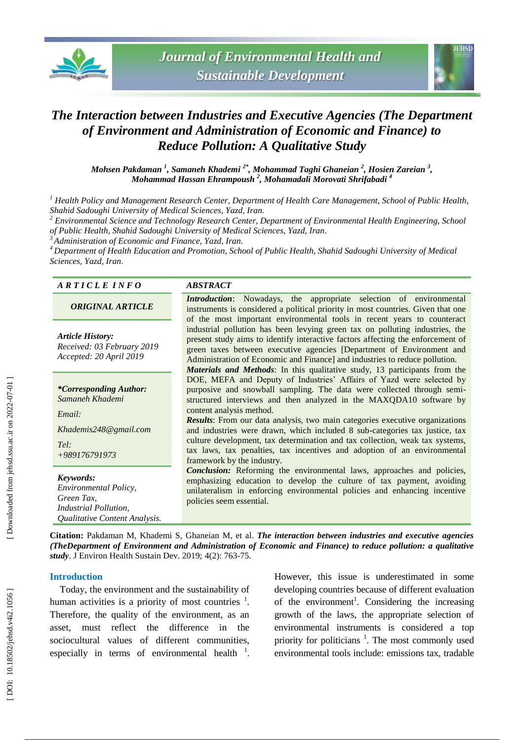# The Interaction between Industries and Executive Agencies (The Department of Environment and Administration of Economic and Finance) to Reduce Pollution: A Qualitative Study

**Mohsen Pakdaman [1], Samaneh Khademi [2*], Mohammad Taghi Ghaneian [2], Hosien Zareian [3], Mohammad Hassan Ehrampoush [2], Mohamadali Morovati Shrifabadi [4]**

[1] *Health Policy and Management Research Center, Department of Health Care Management, School of Public Health, Shahid Sadoughi University of Medical Sciences, Yazd, Iran.*
[2] *Environmental Science and Technology Research Center, Department of Environmental Health Engineering, School of Public Health, Shahid Sadoughi University of Medical Sciences, Yazd, Iran.*
[3] *Administration of Economic and Finance, Yazd, Iran.*
[4] *Department of Health Education and Promotion, School of Public Health, Shahid Sadoughi University of Medical Sciences, Yazd, Iran.*

## ARTICLE INFO

***ORIGINAL ARTICLE***

***Article History:***
*Received: 03 February 2019*
*Accepted: 20 April 2019*

***\*Corresponding Author:***
*Samaneh Khademi*

*Email:*
*Khademis248@gmail.com*

*Tel:*
*+989176791973*

***Keywords:***
*Environmental Policy,*
*Green Tax,*
*Industrial Pollution,*
*Qualitative Content Analysis.*

## ABSTRACT

***Introduction***: Nowadays, the appropriate selection of environmental instruments is considered a political priority in most countries. Given that one of the most important environmental tools in recent years to counteract industrial pollution has been levying green tax on polluting industries, the present study aims to identify interactive factors affecting the enforcement of green taxes between executive agencies [Department of Environment and Administration of Economic and Finance] and industries to reduce pollution.

***Materials and Methods***: In this qualitative study, 13 participants from the DOE, MEFA and Deputy of Industries' Affairs of Yazd were selected by purposive and snowball sampling. The data were collected through semi-structured interviews and then analyzed in the MAXQDA10 software by content analysis method.

***Results***: From our data analysis, two main categories executive organizations and industries were drawn, which included 8 sub-categories tax justice, tax culture development, tax determination and tax collection, weak tax systems, tax laws, tax penalties, tax incentives and adoption of an environmental framework by the industry.

***Conclusion:*** Reforming the environmental laws, approaches and policies, emphasizing education to develop the culture of tax payment, avoiding unilateralism in enforcing environmental policies and enhancing incentive policies seem essential.

**Citation:** Pakdaman M, Khademi S, Ghaneian M, et al. ***The interaction between industries and executive agencies (TheDepartment of Environment and Administration of Economic and Finance) to reduce pollution: a qualitative study***. J Environ Health Sustain Dev. 2019; 4(2): 763-75.

## Introduction

Today, the environment and the sustainability of human activities is a priority of most countries [1]. Therefore, the quality of the environment, as an asset, must reflect the difference in the sociocultural values of different communities, especially in terms of environmental health [1]. However, this issue is underestimated in some developing countries because of different evaluation of the environment[1]. Considering the increasing growth of the laws, the appropriate selection of environmental instruments is considered a top priority for politicians [1]. The most commonly used environmental tools include: emissions tax, tradable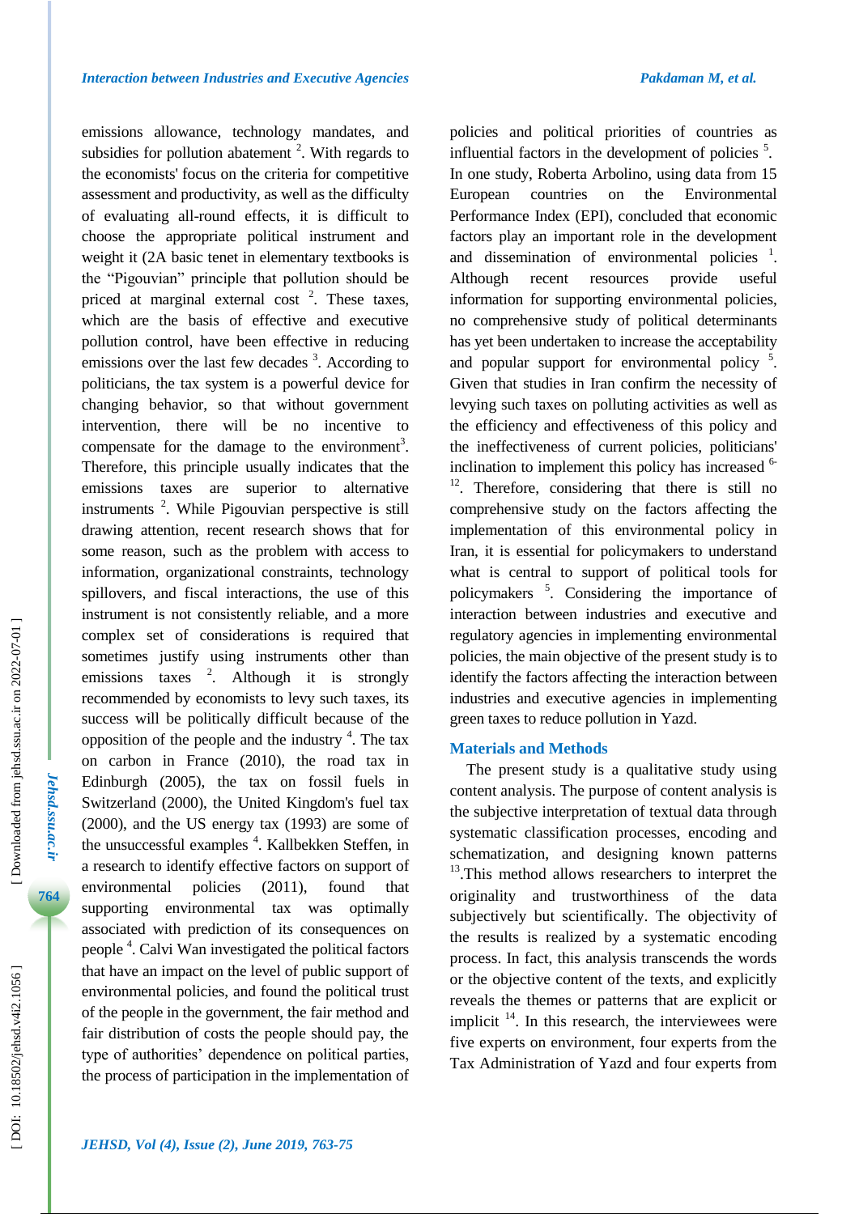emissions allowance, technology mandates, and subsidies for pollution abatement [2]. With regards to the economists' focus on the criteria for competitive assessment and productivity, as well as the difficulty of evaluating all-round effects, it is difficult to choose the appropriate political instrument and weight it (2A basic tenet in elementary textbooks is the "Pigouvian" principle that pollution should be priced at marginal external cost [2]. These taxes, which are the basis of effective and executive pollution control, have been effective in reducing emissions over the last few decades [3]. According to politicians, the tax system is a powerful device for changing behavior, so that without government intervention, there will be no incentive to compensate for the damage to the environment[3]. Therefore, this principle usually indicates that the emissions taxes are superior to alternative instruments [2]. While Pigouvian perspective is still drawing attention, recent research shows that for some reason, such as the problem with access to information, organizational constraints, technology spillovers, and fiscal interactions, the use of this instrument is not consistently reliable, and a more complex set of considerations is required that sometimes justify using instruments other than emissions taxes [2]. Although it is strongly recommended by economists to levy such taxes, its success will be politically difficult because of the opposition of the people and the industry [4]. The tax on carbon in France (2010), the road tax in Edinburgh (2005), the tax on fossil fuels in Switzerland (2000), the United Kingdom's fuel tax (2000), and the US energy tax (1993) are some of the unsuccessful examples [4]. Kallbekken Steffen, in a research to identify effective factors on support of environmental policies (2011), found that supporting environmental tax was optimally associated with prediction of its consequences on people [4]. Calvi Wan investigated the political factors that have an impact on the level of public support of environmental policies, and found the political trust of the people in the government, the fair method and fair distribution of costs the people should pay, the type of authorities' dependence on political parties, the process of participation in the implementation of policies and political priorities of countries as influential factors in the development of policies [5]. In one study, Roberta Arbolino, using data from 15 European countries on the Environmental Performance Index (EPI), concluded that economic factors play an important role in the development and dissemination of environmental policies [1]. Although recent resources provide useful information for supporting environmental policies, no comprehensive study of political determinants has yet been undertaken to increase the acceptability and popular support for environmental policy [5]. Given that studies in Iran confirm the necessity of levying such taxes on polluting activities as well as the efficiency and effectiveness of this policy and the ineffectiveness of current policies, politicians' inclination to implement this policy has increased [6-12]. Therefore, considering that there is still no comprehensive study on the factors affecting the implementation of this environmental policy in Iran, it is essential for policymakers to understand what is central to support of political tools for policymakers [5]. Considering the importance of interaction between industries and executive and regulatory agencies in implementing environmental policies, the main objective of the present study is to identify the factors affecting the interaction between industries and executive agencies in implementing green taxes to reduce pollution in Yazd.

## Materials and Methods

The present study is a qualitative study using content analysis. The purpose of content analysis is the subjective interpretation of textual data through systematic classification processes, encoding and schematization, and designing known patterns [13].This method allows researchers to interpret the originality and trustworthiness of the data subjectively but scientifically. The objectivity of the results is realized by a systematic encoding process. In fact, this analysis transcends the words or the objective content of the texts, and explicitly reveals the themes or patterns that are explicit or implicit [14]. In this research, the interviewees were five experts on environment, four experts from the Tax Administration of Yazd and four experts from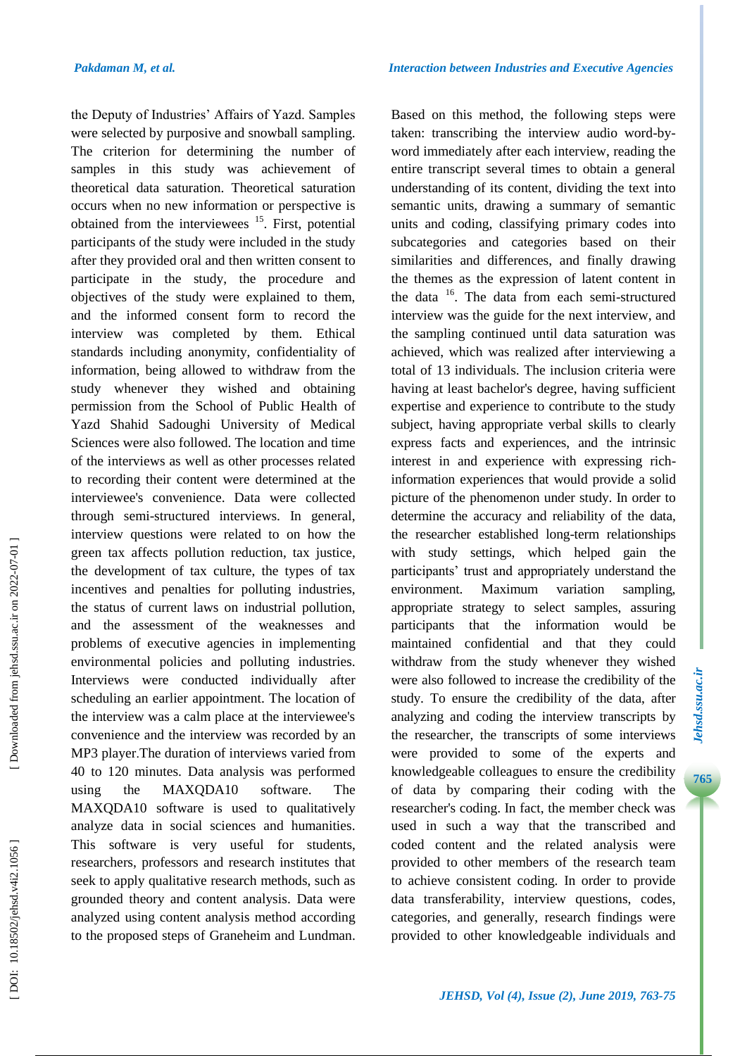the Deputy of Industries' Affairs of Yazd. Samples were selected by purposive and snowball sampling. The criterion for determining the number of samples in this study was achievement of theoretical data saturation. Theoretical saturation occurs when no new information or perspective is obtained from the interviewees [15]. First, potential participants of the study were included in the study after they provided oral and then written consent to participate in the study, the procedure and objectives of the study were explained to them, and the informed consent form to record the interview was completed by them. Ethical standards including anonymity, confidentiality of information, being allowed to withdraw from the study whenever they wished and obtaining permission from the School of Public Health of Yazd Shahid Sadoughi University of Medical Sciences were also followed. The location and time of the interviews as well as other processes related to recording their content were determined at the interviewee's convenience. Data were collected through semi-structured interviews. In general, interview questions were related to on how the green tax affects pollution reduction, tax justice, the development of tax culture, the types of tax incentives and penalties for polluting industries, the status of current laws on industrial pollution, and the assessment of the weaknesses and problems of executive agencies in implementing environmental policies and polluting industries. Interviews were conducted individually after scheduling an earlier appointment. The location of the interview was a calm place at the interviewee's convenience and the interview was recorded by an MP3 player.The duration of interviews varied from 40 to 120 minutes. Data analysis was performed using the MAXQDA10 software. The MAXQDA10 software is used to qualitatively analyze data in social sciences and humanities. This software is very useful for students, researchers, professors and research institutes that seek to apply qualitative research methods, such as grounded theory and content analysis. Data were analyzed using content analysis method according to the proposed steps of Graneheim and Lundman. Based on this method, the following steps were taken: transcribing the interview audio word-by-word immediately after each interview, reading the entire transcript several times to obtain a general understanding of its content, dividing the text into semantic units, drawing a summary of semantic units and coding, classifying primary codes into subcategories and categories based on their similarities and differences, and finally drawing the themes as the expression of latent content in the data [16]. The data from each semi-structured interview was the guide for the next interview, and the sampling continued until data saturation was achieved, which was realized after interviewing a total of 13 individuals. The inclusion criteria were having at least bachelor's degree, having sufficient expertise and experience to contribute to the study subject, having appropriate verbal skills to clearly express facts and experiences, and the intrinsic interest in and experience with expressing rich-information experiences that would provide a solid picture of the phenomenon under study. In order to determine the accuracy and reliability of the data, the researcher established long-term relationships with study settings, which helped gain the participants' trust and appropriately understand the environment. Maximum variation sampling, appropriate strategy to select samples, assuring participants that the information would be maintained confidential and that they could withdraw from the study whenever they wished were also followed to increase the credibility of the study. To ensure the credibility of the data, after analyzing and coding the interview transcripts by the researcher, the transcripts of some interviews were provided to some of the experts and knowledgeable colleagues to ensure the credibility of data by comparing their coding with the researcher's coding. In fact, the member check was used in such a way that the transcribed and coded content and the related analysis were provided to other members of the research team to achieve consistent coding. In order to provide data transferability, interview questions, codes, categories, and generally, research findings were provided to other knowledgeable individuals and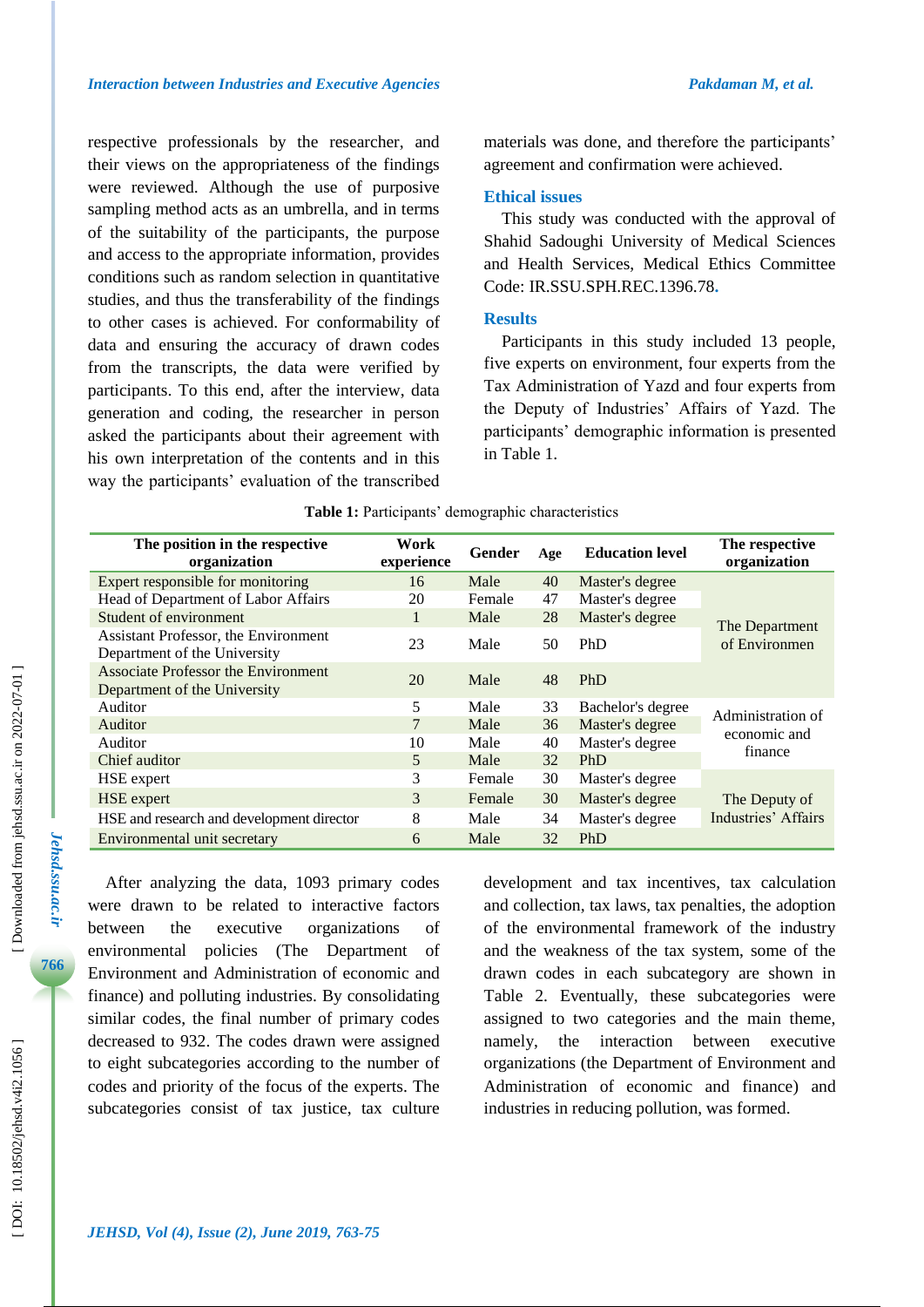respective professionals by the researcher, and their views on the appropriateness of the findings were reviewed. Although the use of purposive sampling method acts as an umbrella, and in terms of the suitability of the participants, the purpose and access to the appropriate information, provides conditions such as random selection in quantitative studies, and thus the transferability of the findings to other cases is achieved. For conformability of data and ensuring the accuracy of drawn codes from the transcripts, the data were verified by participants. To this end, after the interview, data generation and coding, the researcher in person asked the participants about their agreement with his own interpretation of the contents and in this way the participants' evaluation of the transcribed materials was done, and therefore the participants' agreement and confirmation were achieved.

## Ethical issues

This study was conducted with the approval of Shahid Sadoughi University of Medical Sciences and Health Services, Medical Ethics Committee Code: IR.SSU.SPH.REC.1396.78.

## Results

Participants in this study included 13 people, five experts on environment, four experts from the Tax Administration of Yazd and four experts from the Deputy of Industries' Affairs of Yazd. The participants' demographic information is presented in Table 1.

**Table 1:** Participants' demographic characteristics

| The position in the respective organization | Work experience | Gender | Age | Education level | The respective organization |
|---|---|---|---|---|---|
| Expert responsible for monitoring | 16 | Male | 40 | Master's degree | The Department of Environmen |
| Head of Department of Labor Affairs | 20 | Female | 47 | Master's degree | |
| Student of environment | 1 | Male | 28 | Master's degree | |
| Assistant Professor, the Environment Department of the University | 23 | Male | 50 | PhD | |
| Associate Professor the Environment Department of the University | 20 | Male | 48 | PhD | |
| Auditor | 5 | Male | 33 | Bachelor's degree | Administration of economic and finance |
| Auditor | 7 | Male | 36 | Master's degree | |
| Auditor | 10 | Male | 40 | Master's degree | |
| Chief auditor | 5 | Male | 32 | PhD | |
| HSE expert | 3 | Female | 30 | Master's degree | The Deputy of Industries' Affairs |
| HSE expert | 3 | Female | 30 | Master's degree | |
| HSE and research and development director | 8 | Male | 34 | Master's degree | |
| Environmental unit secretary | 6 | Male | 32 | PhD | |

After analyzing the data, 1093 primary codes were drawn to be related to interactive factors between the executive organizations of environmental policies (The Department of Environment and Administration of economic and finance) and polluting industries. By consolidating similar codes, the final number of primary codes decreased to 932. The codes drawn were assigned to eight subcategories according to the number of codes and priority of the focus of the experts. The subcategories consist of tax justice, tax culture development and tax incentives, tax calculation and collection, tax laws, tax penalties, the adoption of the environmental framework of the industry and the weakness of the tax system, some of the drawn codes in each subcategory are shown in Table 2. Eventually, these subcategories were assigned to two categories and the main theme, namely, the interaction between executive organizations (the Department of Environment and Administration of economic and finance) and industries in reducing pollution, was formed.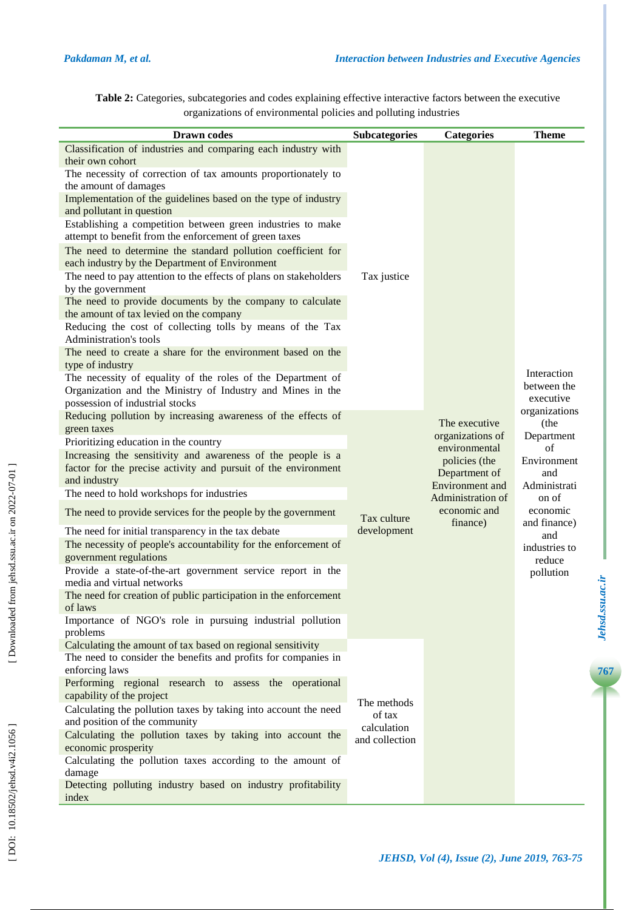**Table 2:** Categories, subcategories and codes explaining effective interactive factors between the executive organizations of environmental policies and polluting industries

| Drawn codes | Subcategories | Categories | Theme |
|---|---|---|---|
| Classification of industries and comparing each industry with their own cohort | Tax justice | The executive organizations of environmental policies (the Department of Environment and Administration of economic and finance) | Interaction between the executive organizations (the Department of Environment and Administration of economic and finance) and industries to reduce pollution |
| The necessity of correction of tax amounts proportionately to the amount of damages | | | |
| Implementation of the guidelines based on the type of industry and pollutant in question | | | |
| Establishing a competition between green industries to make attempt to benefit from the enforcement of green taxes | | | |
| The need to determine the standard pollution coefficient for each industry by the Department of Environment | | | |
| The need to pay attention to the effects of plans on stakeholders by the government | | | |
| The need to provide documents by the company to calculate the amount of tax levied on the company | | | |
| Reducing the cost of collecting tolls by means of the Tax Administration's tools | | | |
| The need to create a share for the environment based on the type of industry | | | |
| The necessity of equality of the roles of the Department of Organization and the Ministry of Industry and Mines in the possession of industrial stocks | | | |
| Reducing pollution by increasing awareness of the effects of green taxes | Tax culture development | | |
| Prioritizing education in the country | | | |
| Increasing the sensitivity and awareness of the people is a factor for the precise activity and pursuit of the environment and industry | | | |
| The need to hold workshops for industries | | | |
| The need to provide services for the people by the government | | | |
| The need for initial transparency in the tax debate | | | |
| The necessity of people's accountability for the enforcement of government regulations | | | |
| Provide a state-of-the-art government service report in the media and virtual networks | | | |
| The need for creation of public participation in the enforcement of laws | | | |
| Importance of NGO's role in pursuing industrial pollution problems | | | |
| Calculating the amount of tax based on regional sensitivity | The methods of tax calculation and collection | | |
| The need to consider the benefits and profits for companies in enforcing laws | | | |
| Performing regional research to assess the operational capability of the project | | | |
| Calculating the pollution taxes by taking into account the need and position of the community | | | |
| Calculating the pollution taxes by taking into account the economic prosperity | | | |
| Calculating the pollution taxes according to the amount of damage | | | |
| Detecting polluting industry based on industry profitability index | | | |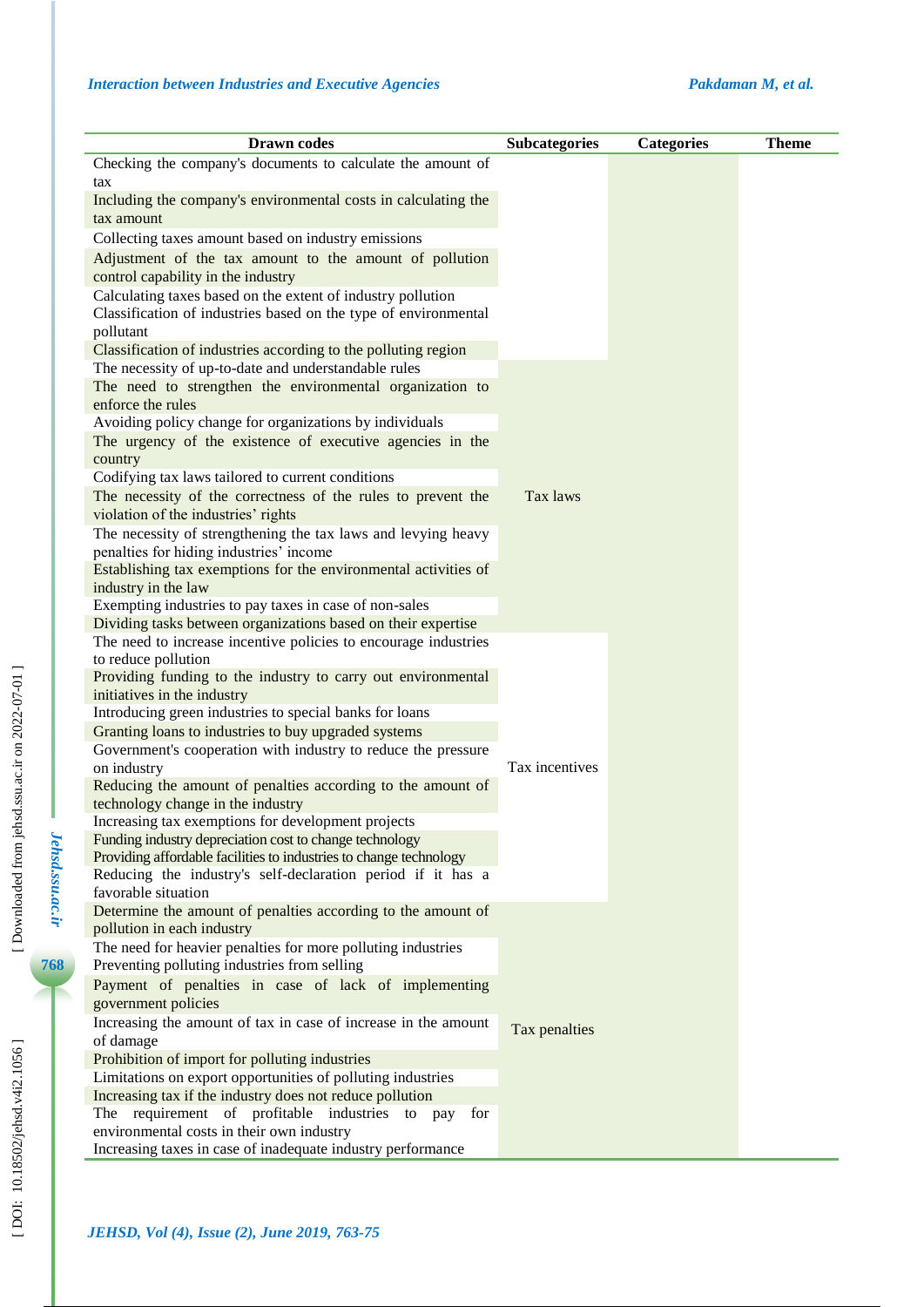| Drawn codes | Subcategories | Categories | Theme |
|---|---|---|---|
| Checking the company's documents to calculate the amount of tax | | | |
| Including the company's environmental costs in calculating the tax amount | | | |
| Collecting taxes amount based on industry emissions | | | |
| Adjustment of the tax amount to the amount of pollution control capability in the industry | | | |
| Calculating taxes based on the extent of industry pollution | | | |
| Classification of industries based on the type of environmental pollutant | | | |
| Classification of industries according to the polluting region | | | |
| The necessity of up-to-date and understandable rules | Tax laws | | |
| The need to strengthen the environmental organization to enforce the rules | | | |
| Avoiding policy change for organizations by individuals | | | |
| The urgency of the existence of executive agencies in the country | | | |
| Codifying tax laws tailored to current conditions | | | |
| The necessity of the correctness of the rules to prevent the violation of the industries' rights | | | |
| The necessity of strengthening the tax laws and levying heavy penalties for hiding industries' income | | | |
| Establishing tax exemptions for the environmental activities of industry in the law | | | |
| Exempting industries to pay taxes in case of non-sales | | | |
| Dividing tasks between organizations based on their expertise | | | |
| The need to increase incentive policies to encourage industries to reduce pollution | Tax incentives | | |
| Providing funding to the industry to carry out environmental initiatives in the industry | | | |
| Introducing green industries to special banks for loans | | | |
| Granting loans to industries to buy upgraded systems | | | |
| Government's cooperation with industry to reduce the pressure on industry | | | |
| Reducing the amount of penalties according to the amount of technology change in the industry | | | |
| Increasing tax exemptions for development projects | | | |
| Funding industry depreciation cost to change technology | | | |
| Providing affordable facilities to industries to change technology | | | |
| Reducing the industry's self-declaration period if it has a favorable situation | | | |
| Determine the amount of penalties according to the amount of pollution in each industry | Tax penalties | | |
| The need for heavier penalties for more polluting industries | | | |
| Preventing polluting industries from selling | | | |
| Payment of penalties in case of lack of implementing government policies | | | |
| Increasing the amount of tax in case of increase in the amount of damage | | | |
| Prohibition of import for polluting industries | | | |
| Limitations on export opportunities of polluting industries | | | |
| Increasing tax if the industry does not reduce pollution | | | |
| The requirement of profitable industries to pay for environmental costs in their own industry | | | |
| Increasing taxes in case of inadequate industry performance | | | |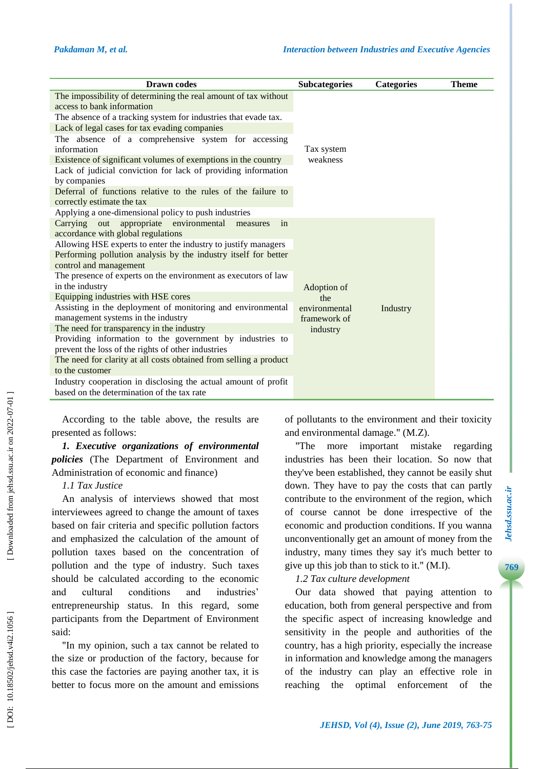| Drawn codes | Subcategories | Categories | Theme |
|---|---|---|---|
| The impossibility of determining the real amount of tax without access to bank information | Tax system weakness | | |
| The absence of a tracking system for industries that evade tax. | | | |
| Lack of legal cases for tax evading companies | | | |
| The absence of a comprehensive system for accessing information | | | |
| Existence of significant volumes of exemptions in the country | | | |
| Lack of judicial conviction for lack of providing information by companies | | | |
| Deferral of functions relative to the rules of the failure to correctly estimate the tax | | | |
| Applying a one-dimensional policy to push industries | | | |
| Carrying out appropriate environmental measures in accordance with global regulations | Adoption of the environmental framework of industry | Industry | |
| Allowing HSE experts to enter the industry to justify managers | | | |
| Performing pollution analysis by the industry itself for better control and management | | | |
| The presence of experts on the environment as executors of law in the industry | | | |
| Equipping industries with HSE cores | | | |
| Assisting in the deployment of monitoring and environmental management systems in the industry | | | |
| The need for transparency in the industry | | | |
| Providing information to the government by industries to prevent the loss of the rights of other industries | | | |
| The need for clarity at all costs obtained from selling a product to the customer | | | |
| Industry cooperation in disclosing the actual amount of profit based on the determination of the tax rate | | | |

According to the table above, the results are presented as follows:

***1. Executive organizations of environmental policies*** (The Department of Environment and Administration of economic and finance)

*1.1 Tax Justice*

An analysis of interviews showed that most interviewees agreed to change the amount of taxes based on fair criteria and specific pollution factors and emphasized the calculation of the amount of pollution taxes based on the concentration of pollution and the type of industry. Such taxes should be calculated according to the economic and cultural conditions and industries' entrepreneurship status. In this regard, some participants from the Department of Environment said:

"In my opinion, such a tax cannot be related to the size or production of the factory, because for this case the factories are paying another tax, it is better to focus more on the amount and emissions of pollutants to the environment and their toxicity and environmental damage." (M.Z).

"The more important mistake regarding industries has been their location. So now that they've been established, they cannot be easily shut down. They have to pay the costs that can partly contribute to the environment of the region, which of course cannot be done irrespective of the economic and production conditions. If you wanna unconventionally get an amount of money from the industry, many times they say it's much better to give up this job than to stick to it." (M.I).

*1.2 Tax culture development*

Our data showed that paying attention to education, both from general perspective and from the specific aspect of increasing knowledge and sensitivity in the people and authorities of the country, has a high priority, especially the increase in information and knowledge among the managers of the industry can play an effective role in reaching the optimal enforcement of the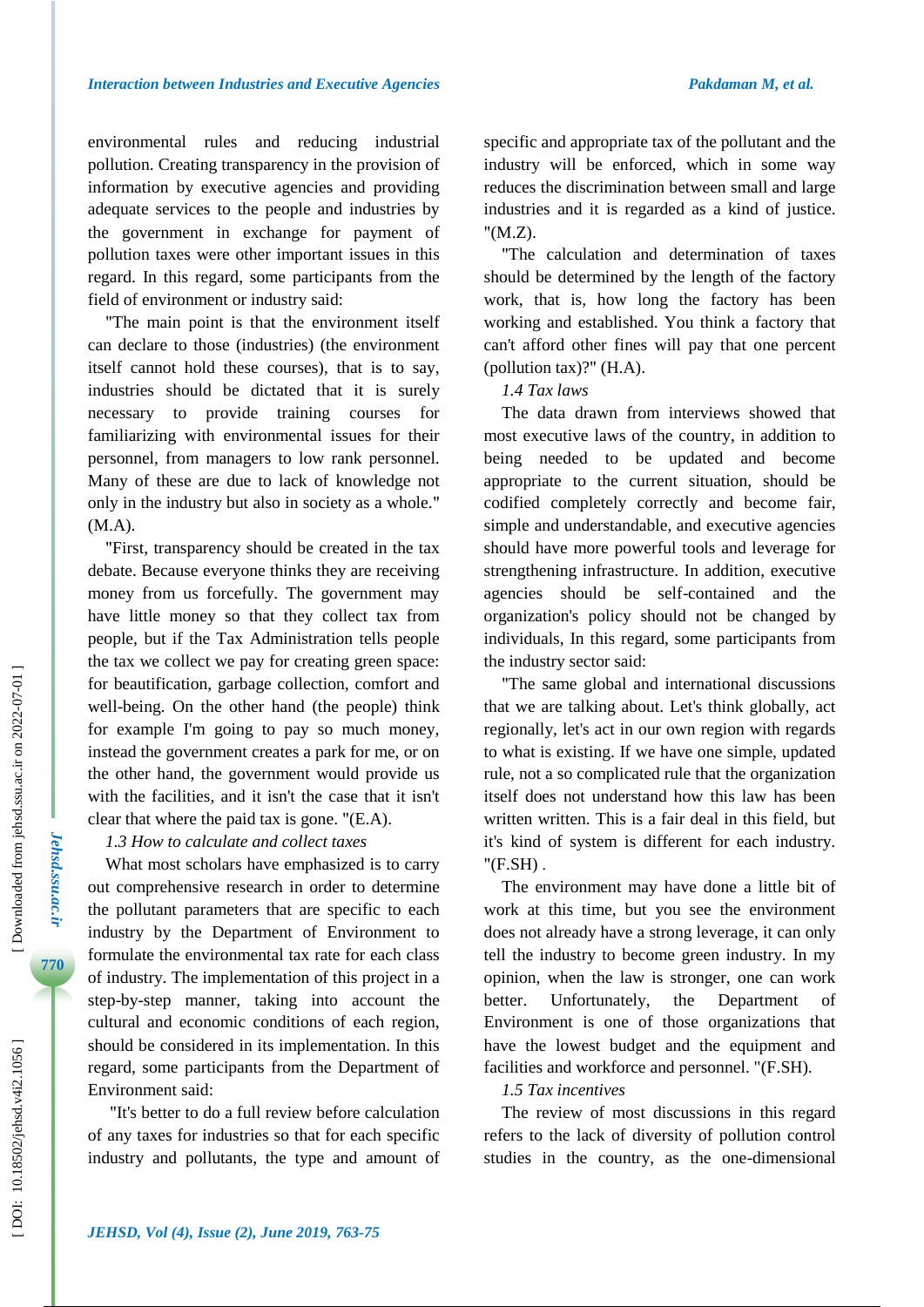environmental rules and reducing industrial pollution. Creating transparency in the provision of information by executive agencies and providing adequate services to the people and industries by the government in exchange for payment of pollution taxes were other important issues in this regard. In this regard, some participants from the field of environment or industry said:

"The main point is that the environment itself can declare to those (industries) (the environment itself cannot hold these courses), that is to say, industries should be dictated that it is surely necessary to provide training courses for familiarizing with environmental issues for their personnel, from managers to low rank personnel. Many of these are due to lack of knowledge not only in the industry but also in society as a whole." (M.A).

"First, transparency should be created in the tax debate. Because everyone thinks they are receiving money from us forcefully. The government may have little money so that they collect tax from people, but if the Tax Administration tells people the tax we collect we pay for creating green space: for beautification, garbage collection, comfort and well-being. On the other hand (the people) think for example I'm going to pay so much money, instead the government creates a park for me, or on the other hand, the government would provide us with the facilities, and it isn't the case that it isn't clear that where the paid tax is gone. "(E.A).

*1.3 How to calculate and collect taxes*

What most scholars have emphasized is to carry out comprehensive research in order to determine the pollutant parameters that are specific to each industry by the Department of Environment to formulate the environmental tax rate for each class of industry. The implementation of this project in a step-by-step manner, taking into account the cultural and economic conditions of each region, should be considered in its implementation. In this regard, some participants from the Department of Environment said:

"It's better to do a full review before calculation of any taxes for industries so that for each specific industry and pollutants, the type and amount of specific and appropriate tax of the pollutant and the industry will be enforced, which in some way reduces the discrimination between small and large industries and it is regarded as a kind of justice. "(M.Z).

"The calculation and determination of taxes should be determined by the length of the factory work, that is, how long the factory has been working and established. You think a factory that can't afford other fines will pay that one percent (pollution tax)?" (H.A).

*1.4 Tax laws*

The data drawn from interviews showed that most executive laws of the country, in addition to being needed to be updated and become appropriate to the current situation, should be codified completely correctly and become fair, simple and understandable, and executive agencies should have more powerful tools and leverage for strengthening infrastructure. In addition, executive agencies should be self-contained and the organization's policy should not be changed by individuals, In this regard, some participants from the industry sector said:

"The same global and international discussions that we are talking about. Let's think globally, act regionally, let's act in our own region with regards to what is existing. If we have one simple, updated rule, not a so complicated rule that the organization itself does not understand how this law has been written written. This is a fair deal in this field, but it's kind of system is different for each industry. "(F.SH) .

The environment may have done a little bit of work at this time, but you see the environment does not already have a strong leverage, it can only tell the industry to become green industry. In my opinion, when the law is stronger, one can work better. Unfortunately, the Department of Environment is one of those organizations that have the lowest budget and the equipment and facilities and workforce and personnel. "(F.SH).

*1.5 Tax incentives*

The review of most discussions in this regard refers to the lack of diversity of pollution control studies in the country, as the one-dimensional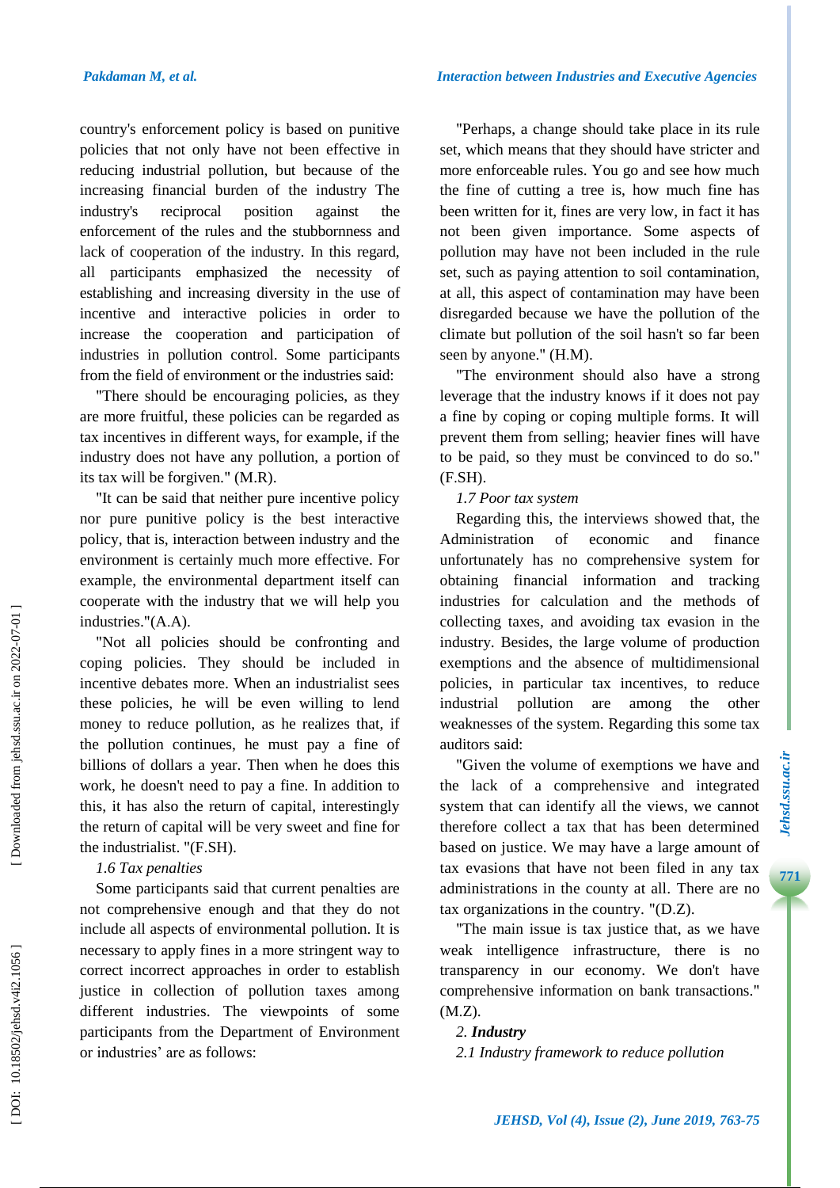country's enforcement policy is based on punitive policies that not only have not been effective in reducing industrial pollution, but because of the increasing financial burden of the industry The industry's reciprocal position against the enforcement of the rules and the stubbornness and lack of cooperation of the industry. In this regard, all participants emphasized the necessity of establishing and increasing diversity in the use of incentive and interactive policies in order to increase the cooperation and participation of industries in pollution control. Some participants from the field of environment or the industries said:

"There should be encouraging policies, as they are more fruitful, these policies can be regarded as tax incentives in different ways, for example, if the industry does not have any pollution, a portion of its tax will be forgiven." (M.R).

"It can be said that neither pure incentive policy nor pure punitive policy is the best interactive policy, that is, interaction between industry and the environment is certainly much more effective. For example, the environmental department itself can cooperate with the industry that we will help you industries."(A.A).

"Not all policies should be confronting and coping policies. They should be included in incentive debates more. When an industrialist sees these policies, he will be even willing to lend money to reduce pollution, as he realizes that, if the pollution continues, he must pay a fine of billions of dollars a year. Then when he does this work, he doesn't need to pay a fine. In addition to this, it has also the return of capital, interestingly the return of capital will be very sweet and fine for the industrialist. "(F.SH).

*1.6 Tax penalties*

Some participants said that current penalties are not comprehensive enough and that they do not include all aspects of environmental pollution. It is necessary to apply fines in a more stringent way to correct incorrect approaches in order to establish justice in collection of pollution taxes among different industries. The viewpoints of some participants from the Department of Environment or industries' are as follows:

"Perhaps, a change should take place in its rule set, which means that they should have stricter and more enforceable rules. You go and see how much the fine of cutting a tree is, how much fine has been written for it, fines are very low, in fact it has not been given importance. Some aspects of pollution may have not been included in the rule set, such as paying attention to soil contamination, at all, this aspect of contamination may have been disregarded because we have the pollution of the climate but pollution of the soil hasn't so far been seen by anyone." (H.M).

"The environment should also have a strong leverage that the industry knows if it does not pay a fine by coping or coping multiple forms. It will prevent them from selling; heavier fines will have to be paid, so they must be convinced to do so." (F.SH).

*1.7 Poor tax system*

Regarding this, the interviews showed that, the Administration of economic and finance unfortunately has no comprehensive system for obtaining financial information and tracking industries for calculation and the methods of collecting taxes, and avoiding tax evasion in the industry. Besides, the large volume of production exemptions and the absence of multidimensional policies, in particular tax incentives, to reduce industrial pollution are among the other weaknesses of the system. Regarding this some tax auditors said:

"Given the volume of exemptions we have and the lack of a comprehensive and integrated system that can identify all the views, we cannot therefore collect a tax that has been determined based on justice. We may have a large amount of tax evasions that have not been filed in any tax administrations in the county at all. There are no tax organizations in the country. "(D.Z).

"The main issue is tax justice that, as we have weak intelligence infrastructure, there is no transparency in our economy. We don't have comprehensive information on bank transactions." (M.Z).

***2. Industry***

*2.1 Industry framework to reduce pollution*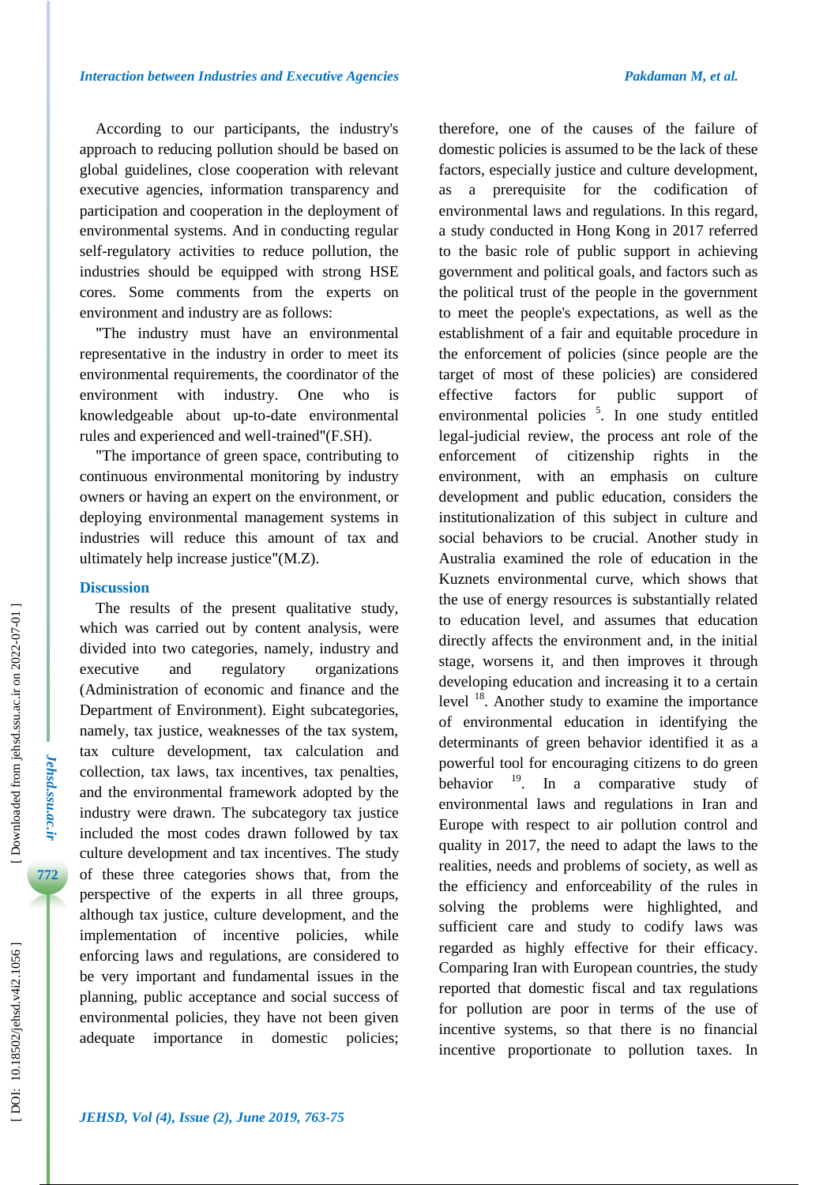According to our participants, the industry's approach to reducing pollution should be based on global guidelines, close cooperation with relevant executive agencies, information transparency and participation and cooperation in the deployment of environmental systems. And in conducting regular self-regulatory activities to reduce pollution, the industries should be equipped with strong HSE cores. Some comments from the experts on environment and industry are as follows:

"The industry must have an environmental representative in the industry in order to meet its environmental requirements, the coordinator of the environment with industry. One who is knowledgeable about up-to-date environmental rules and experienced and well-trained"(F.SH).

"The importance of green space, contributing to continuous environmental monitoring by industry owners or having an expert on the environment, or deploying environmental management systems in industries will reduce this amount of tax and ultimately help increase justice"(M.Z).

## Discussion

The results of the present qualitative study, which was carried out by content analysis, were divided into two categories, namely, industry and executive and regulatory organizations (Administration of economic and finance and the Department of Environment). Eight subcategories, namely, tax justice, weaknesses of the tax system, tax culture development, tax calculation and collection, tax laws, tax incentives, tax penalties, and the environmental framework adopted by the industry were drawn. The subcategory tax justice included the most codes drawn followed by tax culture development and tax incentives. The study of these three categories shows that, from the perspective of the experts in all three groups, although tax justice, culture development, and the implementation of incentive policies, while enforcing laws and regulations, are considered to be very important and fundamental issues in the planning, public acceptance and social success of environmental policies, they have not been given adequate importance in domestic policies; therefore, one of the causes of the failure of domestic policies is assumed to be the lack of these factors, especially justice and culture development, as a prerequisite for the codification of environmental laws and regulations. In this regard, a study conducted in Hong Kong in 2017 referred to the basic role of public support in achieving government and political goals, and factors such as the political trust of the people in the government to meet the people's expectations, as well as the establishment of a fair and equitable procedure in the enforcement of policies (since people are the target of most of these policies) are considered effective factors for public support of environmental policies [5]. In one study entitled legal-judicial review, the process ant role of the enforcement of citizenship rights in the environment, with an emphasis on culture development and public education, considers the institutionalization of this subject in culture and social behaviors to be crucial. Another study in Australia examined the role of education in the Kuznets environmental curve, which shows that the use of energy resources is substantially related to education level, and assumes that education directly affects the environment and, in the initial stage, worsens it, and then improves it through developing education and increasing it to a certain level [18]. Another study to examine the importance of environmental education in identifying the determinants of green behavior identified it as a powerful tool for encouraging citizens to do green behavior [19]. In a comparative study of environmental laws and regulations in Iran and Europe with respect to air pollution control and quality in 2017, the need to adapt the laws to the realities, needs and problems of society, as well as the efficiency and enforceability of the rules in solving the problems were highlighted, and sufficient care and study to codify laws was regarded as highly effective for their efficacy. Comparing Iran with European countries, the study reported that domestic fiscal and tax regulations for pollution are poor in terms of the use of incentive systems, so that there is no financial incentive proportionate to pollution taxes. In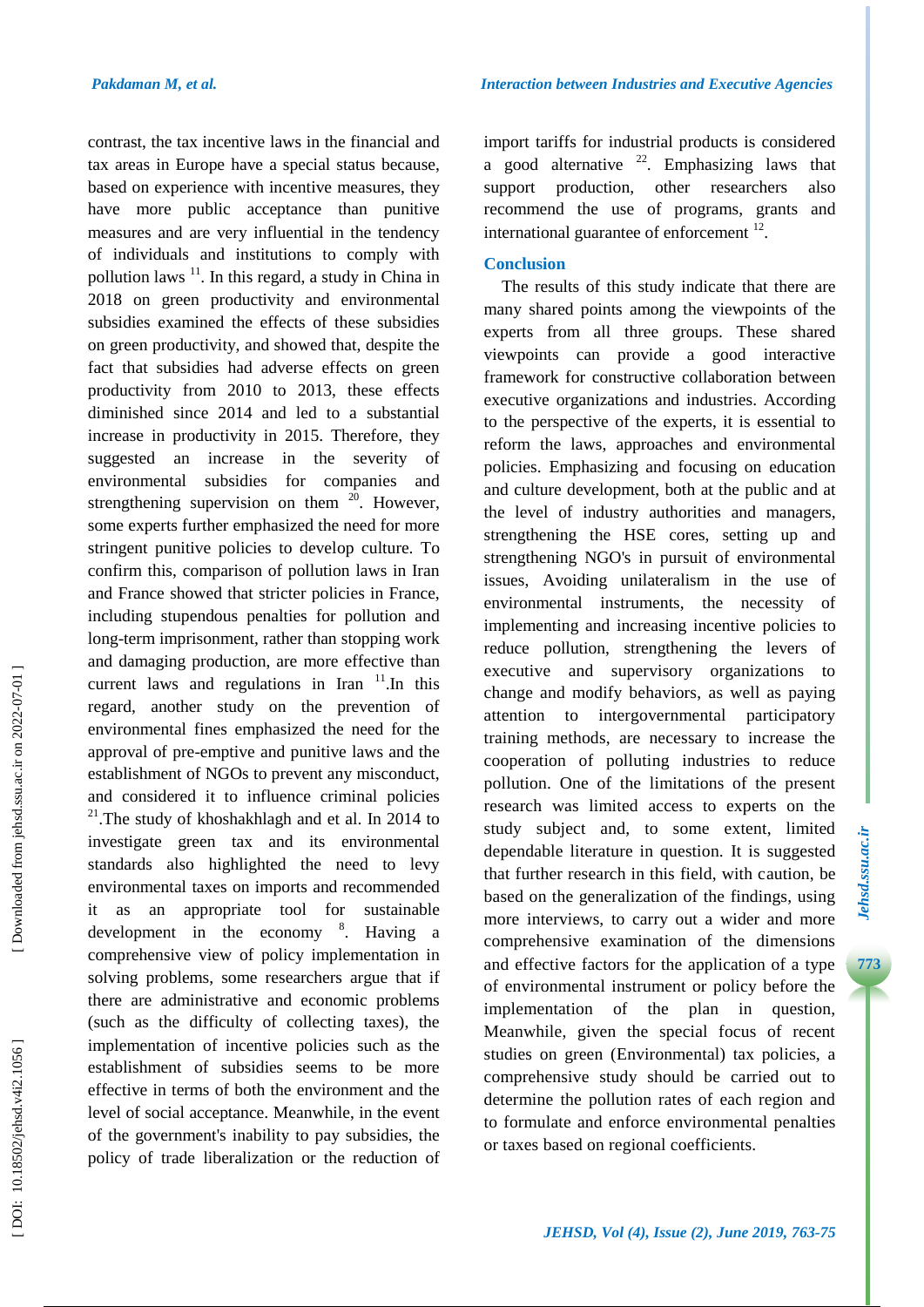contrast, the tax incentive laws in the financial and tax areas in Europe have a special status because, based on experience with incentive measures, they have more public acceptance than punitive measures and are very influential in the tendency of individuals and institutions to comply with pollution laws [11]. In this regard, a study in China in 2018 on green productivity and environmental subsidies examined the effects of these subsidies on green productivity, and showed that, despite the fact that subsidies had adverse effects on green productivity from 2010 to 2013, these effects diminished since 2014 and led to a substantial increase in productivity in 2015. Therefore, they suggested an increase in the severity of environmental subsidies for companies and strengthening supervision on them [20]. However, some experts further emphasized the need for more stringent punitive policies to develop culture. To confirm this, comparison of pollution laws in Iran and France showed that stricter policies in France, including stupendous penalties for pollution and long-term imprisonment, rather than stopping work and damaging production, are more effective than current laws and regulations in Iran [11].In this regard, another study on the prevention of environmental fines emphasized the need for the approval of pre-emptive and punitive laws and the establishment of NGOs to prevent any misconduct, and considered it to influence criminal policies [21].The study of khoshakhlagh and et al. In 2014 to investigate green tax and its environmental standards also highlighted the need to levy environmental taxes on imports and recommended it as an appropriate tool for sustainable development in the economy [8]. Having a comprehensive view of policy implementation in solving problems, some researchers argue that if there are administrative and economic problems (such as the difficulty of collecting taxes), the implementation of incentive policies such as the establishment of subsidies seems to be more effective in terms of both the environment and the level of social acceptance. Meanwhile, in the event of the government's inability to pay subsidies, the policy of trade liberalization or the reduction of import tariffs for industrial products is considered a good alternative [22]. Emphasizing laws that support production, other researchers also recommend the use of programs, grants and international guarantee of enforcement [12].

## Conclusion

The results of this study indicate that there are many shared points among the viewpoints of the experts from all three groups. These shared viewpoints can provide a good interactive framework for constructive collaboration between executive organizations and industries. According to the perspective of the experts, it is essential to reform the laws, approaches and environmental policies. Emphasizing and focusing on education and culture development, both at the public and at the level of industry authorities and managers, strengthening the HSE cores, setting up and strengthening NGO's in pursuit of environmental issues, Avoiding unilateralism in the use of environmental instruments, the necessity of implementing and increasing incentive policies to reduce pollution, strengthening the levers of executive and supervisory organizations to change and modify behaviors, as well as paying attention to intergovernmental participatory training methods, are necessary to increase the cooperation of polluting industries to reduce pollution. One of the limitations of the present research was limited access to experts on the study subject and, to some extent, limited dependable literature in question. It is suggested that further research in this field, with caution, be based on the generalization of the findings, using more interviews, to carry out a wider and more comprehensive examination of the dimensions and effective factors for the application of a type of environmental instrument or policy before the implementation of the plan in question, Meanwhile, given the special focus of recent studies on green (Environmental) tax policies, a comprehensive study should be carried out to determine the pollution rates of each region and to formulate and enforce environmental penalties or taxes based on regional coefficients.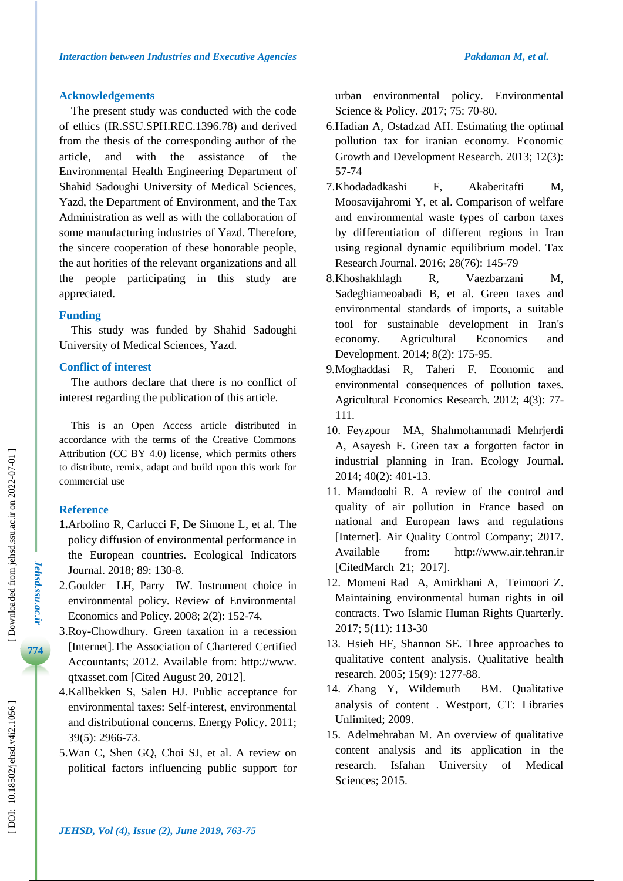## Acknowledgements

The present study was conducted with the code of ethics (IR.SSU.SPH.REC.1396.78) and derived from the thesis of the corresponding author of the article, and with the assistance of the Environmental Health Engineering Department of Shahid Sadoughi University of Medical Sciences, Yazd, the Department of Environment, and the Tax Administration as well as with the collaboration of some manufacturing industries of Yazd. Therefore, the sincere cooperation of these honorable people, the aut horities of the relevant organizations and all the people participating in this study are appreciated.

## Funding

This study was funded by Shahid Sadoughi University of Medical Sciences, Yazd.

## Conflict of interest

The authors declare that there is no conflict of interest regarding the publication of this article.

This is an Open Access article distributed in accordance with the terms of the Creative Commons Attribution (CC BY 4.0) license, which permits others to distribute, remix, adapt and build upon this work for commercial use

## Reference

**1.**Arbolino R, Carlucci F, De Simone L, et al. The policy diffusion of environmental performance in the European countries. Ecological Indicators Journal. 2018; 89: 130-8.

2.Goulder LH, Parry IW. Instrument choice in environmental policy. Review of Environmental Economics and Policy. 2008; 2(2): 152-74.

3.Roy-Chowdhury. Green taxation in a recession [Internet].The Association of Chartered Certified Accountants; 2012. Available from: http://www.qtxasset.com [Cited August 20, 2012].

4.Kallbekken S, Salen HJ. Public acceptance for environmental taxes: Self-interest, environmental and distributional concerns. Energy Policy. 2011; 39(5): 2966-73.

5.Wan C, Shen GQ, Choi SJ, et al. A review on political factors influencing public support for urban environmental policy. Environmental Science & Policy. 2017; 75: 70-80.

6.Hadian A, Ostadzad AH. Estimating the optimal pollution tax for iranian economy. Economic Growth and Development Research. 2013; 12(3): 57-74

7.Khodadadkashi F, Akaberitafti M, Moosavijahromi Y, et al. Comparison of welfare and environmental waste types of carbon taxes by differentiation of different regions in Iran using regional dynamic equilibrium model. Tax Research Journal. 2016; 28(76): 145-79

8.Khoshakhlagh R, Vaezbarzani M, Sadeghiameoabadi B, et al. Green taxes and environmental standards of imports, a suitable tool for sustainable development in Iran's economy. Agricultural Economics and Development. 2014; 8(2): 175-95.

9.Moghaddasi R, Taheri F. Economic and environmental consequences of pollution taxes. Agricultural Economics Research. 2012; 4(3): 77-111.

10. Feyzpour MA, Shahmohammadi Mehrjerdi A, Asayesh F. Green tax a forgotten factor in industrial planning in Iran. Ecology Journal. 2014; 40(2): 401-13.

11. Mamdoohi R. A review of the control and quality of air pollution in France based on national and European laws and regulations [Internet]. Air Quality Control Company; 2017. Available from: http://www.air.tehran.ir [CitedMarch 21; 2017].

12. Momeni Rad A, Amirkhani A, Teimoori Z. Maintaining environmental human rights in oil contracts. Two Islamic Human Rights Quarterly. 2017; 5(11): 113-30

13. Hsieh HF, Shannon SE. Three approaches to qualitative content analysis. Qualitative health research. 2005; 15(9): 1277-88.

14. Zhang Y, Wildemuth BM. Qualitative analysis of content . Westport, CT: Libraries Unlimited; 2009.

15. Adelmehraban M. An overview of qualitative content analysis and its application in the research. Isfahan University of Medical Sciences; 2015.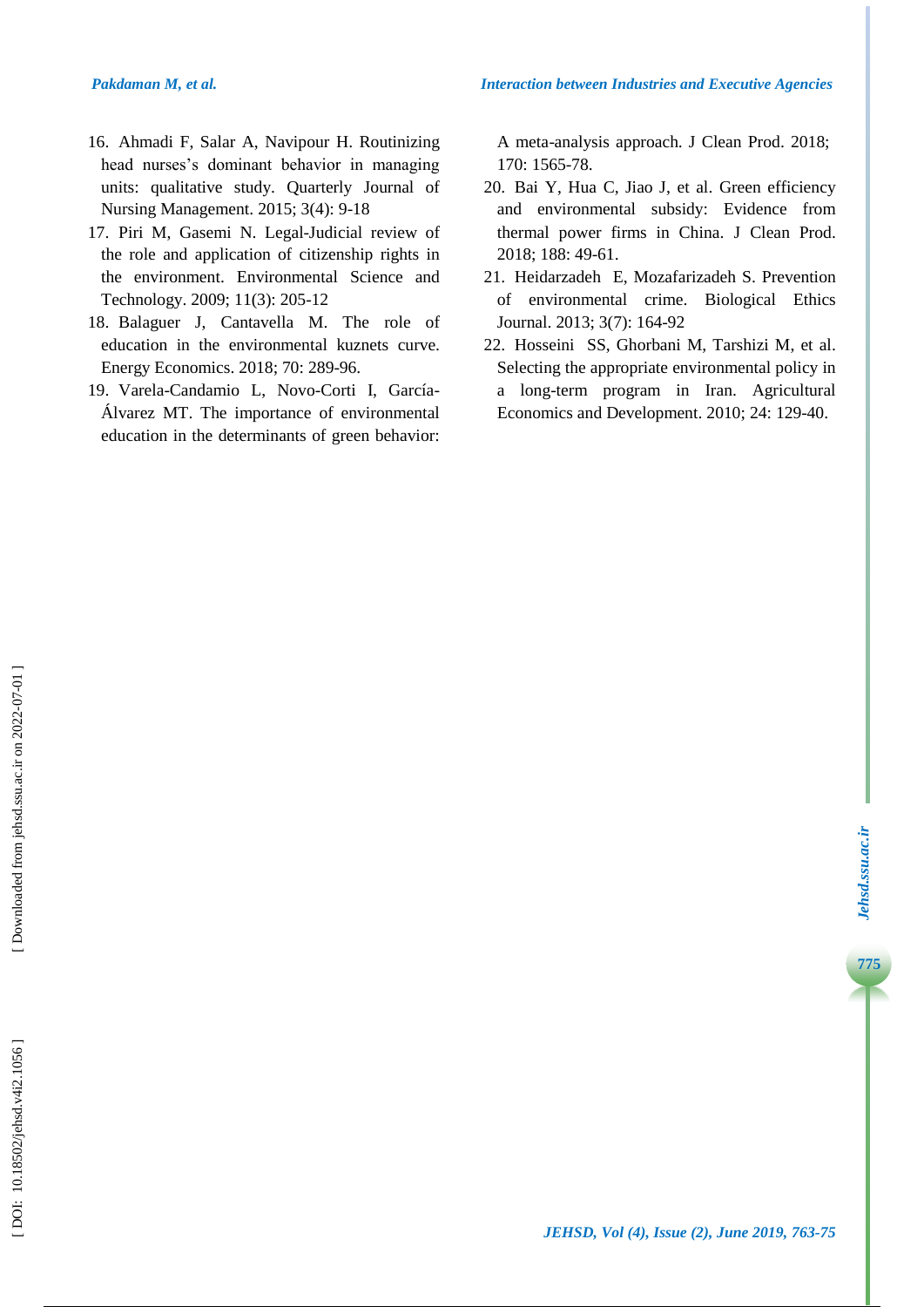16. Ahmadi F, Salar A, Navipour H. Routinizing head nurses's dominant behavior in managing units: qualitative study. Quarterly Journal of Nursing Management. 2015; 3(4): 9-18
17. Piri M, Gasemi N. Legal-Judicial review of the role and application of citizenship rights in the environment. Environmental Science and Technology. 2009; 11(3): 205-12
18. Balaguer J, Cantavella M. The role of education in the environmental kuznets curve. Energy Economics. 2018; 70: 289-96.
19. Varela-Candamio L, Novo-Corti I, García-Álvarez MT. The importance of environmental education in the determinants of green behavior: A meta-analysis approach. J Clean Prod. 2018; 170: 1565-78.
20. Bai Y, Hua C, Jiao J, et al. Green efficiency and environmental subsidy: Evidence from thermal power firms in China. J Clean Prod. 2018; 188: 49-61.
21. Heidarzadeh E, Mozafarizadeh S. Prevention of environmental crime. Biological Ethics Journal. 2013; 3(7): 164-92
22. Hosseini SS, Ghorbani M, Tarshizi M, et al. Selecting the appropriate environmental policy in a long-term program in Iran. Agricultural Economics and Development. 2010; 24: 129-40.